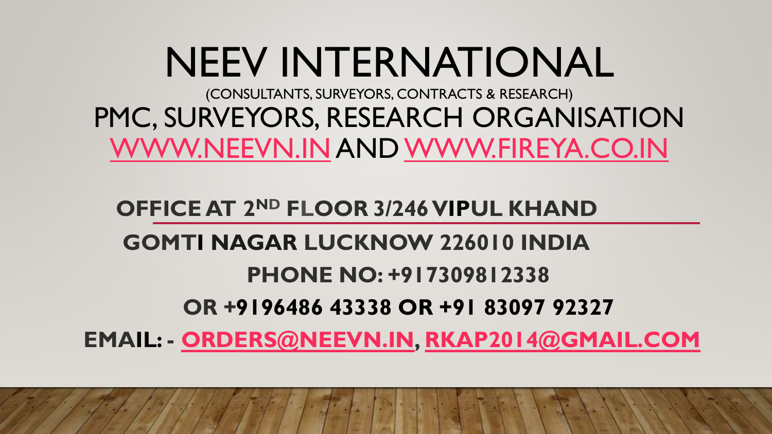# NEEV INTERNATIONAL

(CONSULTANTS, SURVEYORS, CONTRACTS & RESEARCH)

PMC, SURVEYORS, RESEARCH ORGANISATION

WWW.NEEVN.IN AND WWW.FIREYA.CO.IN

**OFFICE AT 2ND FLOOR 3/246 VIPUL KHAND**

**GOMTI NAGAR LUCKNOW 226010 INDIA**

**PHONE NO: +917309812338**

**OR +9196486 43338 OR +91 83097 92327**

**EMAIL: - ORDERS@NEEVN.IN, RKAP2014@GMAIL.COM**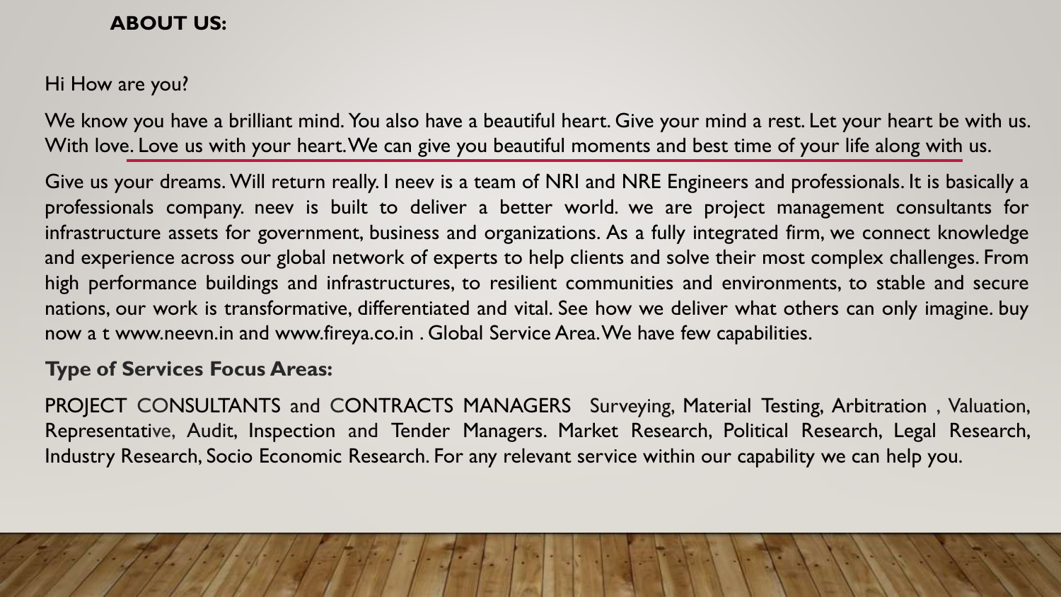**ABOUT US:**

Hi How are you?

We know you have a brilliant mind. You also have a beautiful heart. Give your mind a rest. Let your heart be with us. With love. Love us with your heart. We can give you beautiful moments and best time of your life along with us.

Give us your dreams. Will return really. I neev is a team of NRI and NRE Engineers and professionals. It is basically a professionals company. neev is built to deliver a better world. we are project management consultants for infrastructure assets for government, business and organizations. As a fully integrated firm, we connect knowledge and experience across our global network of experts to help clients and solve their most complex challenges. From high performance buildings and infrastructures, to resilient communities and environments, to stable and secure nations, our work is transformative, differentiated and vital. See how we deliver what others can only imagine. buy now a t www.neevn.in and www.fireya.co.in . Global Service Area. We have few capabilities.

**Type of Services Focus Areas:**

PROJECT CONSULTANTS and CONTRACTS MANAGERS Surveying, Material Testing, Arbitration , Valuation, Representative, Audit, Inspection and Tender Managers. Market Research, Political Research, Legal Research, Industry Research, Socio Economic Research. For any relevant service within our capability we can help you.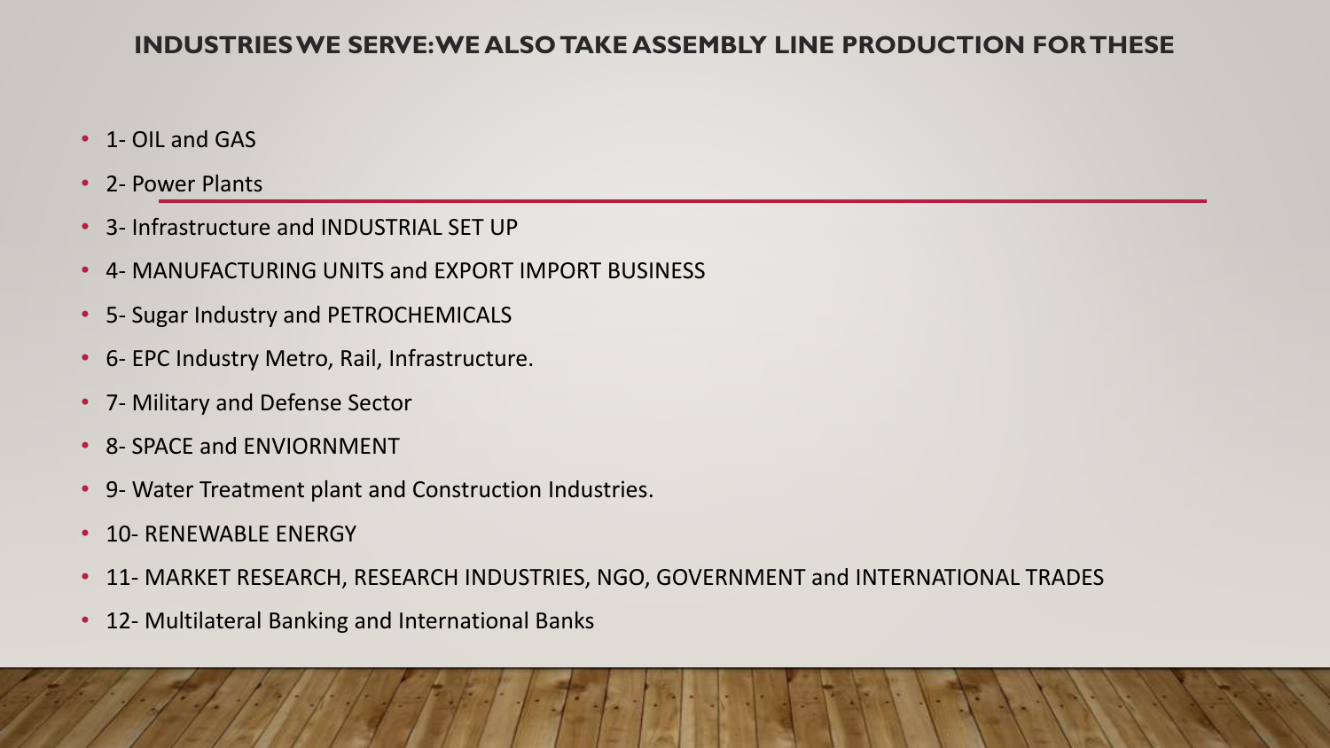## INDUSTRIES WE SERVE: WE ALSO TAKE ASSEMBLY LINE PRODUCTION FOR THESE

- 1- OIL and GAS
- 2- Power Plants
- 3- Infrastructure and INDUSTRIAL SET UP
- 4- MANUFACTURING UNITS and EXPORT IMPORT BUSINESS
- 5- Sugar Industry and PETROCHEMICALS
- 6- EPC Industry Metro, Rail, Infrastructure.
- 7- Military and Defense Sector
- 8- SPACE and ENVIORNMENT
- 9- Water Treatment plant and Construction Industries.
- 10- RENEWABLE ENERGY
- 11- MARKET RESEARCH, RESEARCH INDUSTRIES, NGO, GOVERNMENT and INTERNATIONAL TRADES
- 12- Multilateral Banking and International Banks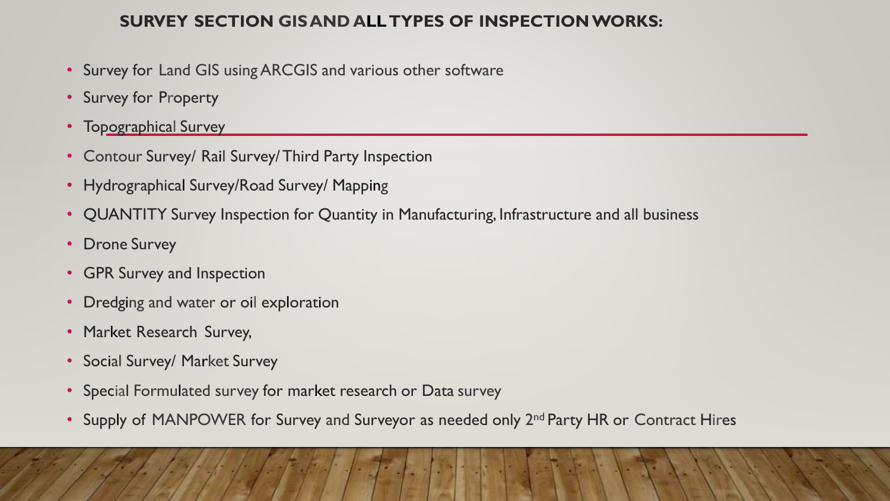## SURVEY SECTION GIS AND ALL TYPES OF INSPECTION WORKS:

- Survey for Land GIS using ARCGIS and various other software
- Survey for Property
- Topographical Survey
- Contour Survey/ Rail Survey/ Third Party Inspection
- Hydrographical Survey/Road Survey/ Mapping
- QUANTITY Survey Inspection for Quantity in Manufacturing, Infrastructure and all business
- Drone Survey
- GPR Survey and Inspection
- Dredging and water or oil exploration
- Market Research Survey,
- Social Survey/ Market Survey
- Special Formulated survey for market research or Data survey
- Supply of MANPOWER for Survey and Surveyor as needed only 2nd Party HR or Contract Hires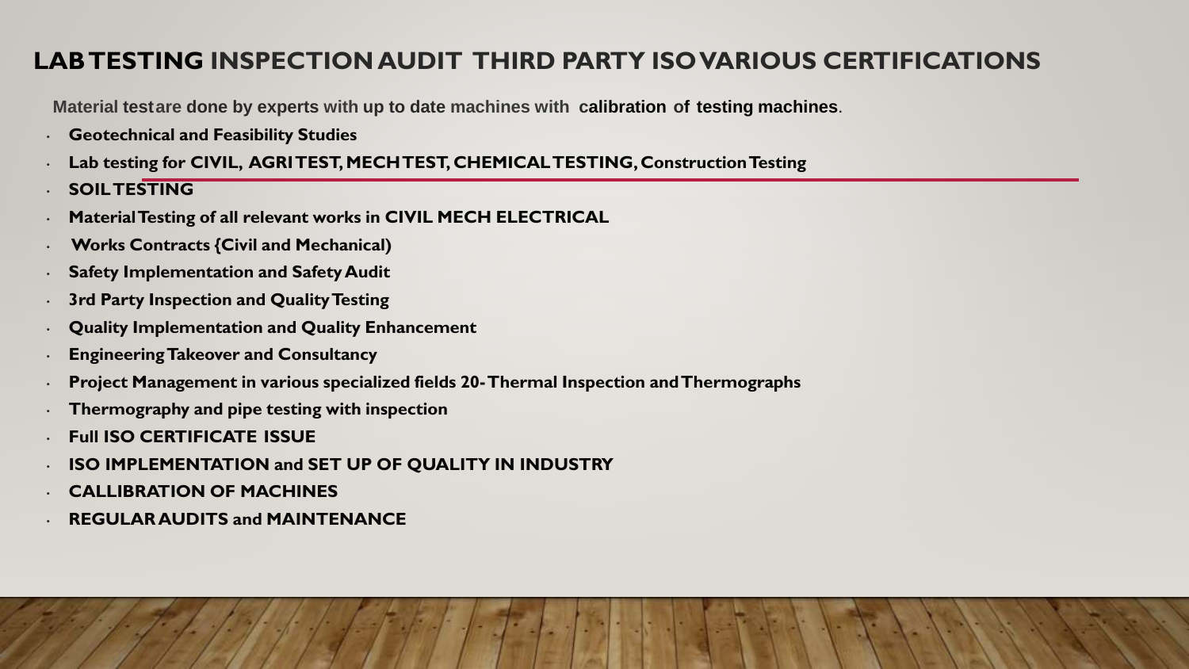# LAB TESTING INSPECTION AUDIT THIRD PARTY ISO VARIOUS CERTIFICATIONS

Material testare done by experts with up to date machines with **calibration of testing machines**.

- **Geotechnical and Feasibility Studies**
- **Lab testing for CIVIL, AGRI TEST, MECH TEST, CHEMICAL TESTING, Construction Testing**
- **SOIL TESTING**
- **Material Testing of all relevant works in CIVIL MECH ELECTRICAL**
- **Works Contracts {Civil and Mechanical)**
- **Safety Implementation and Safety Audit**
- **3rd Party Inspection and Quality Testing**
- **Quality Implementation and Quality Enhancement**
- **Engineering Takeover and Consultancy**
- **Project Management in various specialized fields 20- Thermal Inspection and Thermographs**
- **Thermography and pipe testing with inspection**
- **Full ISO CERTIFICATE ISSUE**
- **ISO IMPLEMENTATION and SET UP OF QUALITY IN INDUSTRY**
- **CALLIBRATION OF MACHINES**
- **REGULAR AUDITS and MAINTENANCE**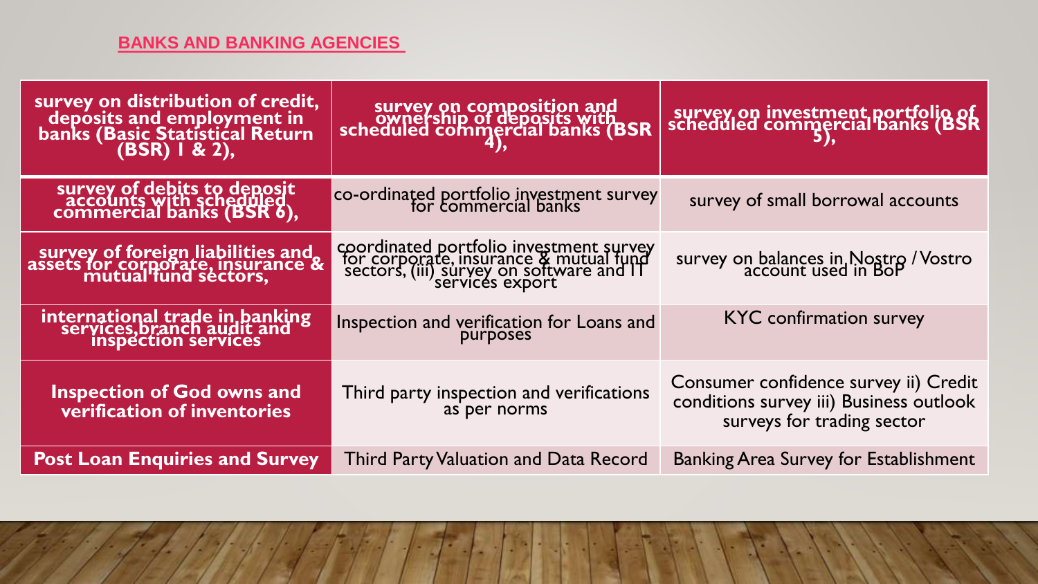## BANKS AND BANKING AGENCIES

| survey on distribution of credit, deposits and employment in banks (Basic Statistical Return (BSR) 1 & 2), | survey on composition and ownership of deposits with scheduled commercial banks (BSR 4), | survey on investment portfolio of scheduled commercial banks (BSR 5), |
|---|---|---|
| survey of debits to deposit accounts with scheduled commercial banks (BSR 6), | co-ordinated portfolio investment survey for commercial banks | survey of small borrowal accounts |
| survey of foreign liabilities and assets for corporate, insurance & mutual fund sectors, | coordinated portfolio investment survey for corporate, insurance & mutual fund sectors, (iii) survey on software and IT services export | survey on balances in Nostro / Vostro account used in BoP |
| international trade in banking services,branch audit and inspection services | Inspection and verification for Loans and purposes | KYC confirmation survey |
| Inspection of God owns and verification of inventories | Third party inspection and verifications as per norms | Consumer confidence survey ii) Credit conditions survey iii) Business outlook surveys for trading sector |
| Post Loan Enquiries and Survey | Third Party Valuation and Data Record | Banking Area Survey for Establishment |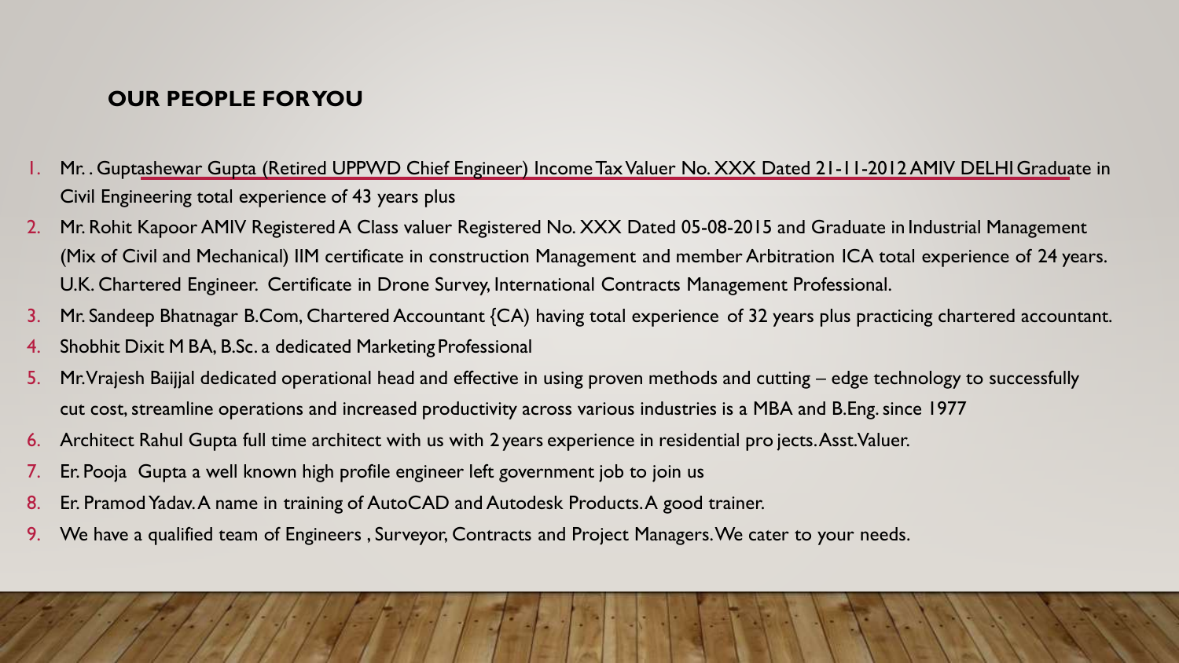## OUR PEOPLE FOR YOU

1. Mr. . Guptashewar Gupta (Retired UPPWD Chief Engineer) Income Tax Valuer No. XXX Dated 21-11-2012 AMIV DELHI Graduate in Civil Engineering total experience of 43 years plus
2. Mr. Rohit Kapoor AMIV Registered A Class valuer Registered No. XXX Dated 05-08-2015 and Graduate in Industrial Management (Mix of Civil and Mechanical) IIM certificate in construction Management and member Arbitration ICA total experience of 24 years. U.K. Chartered Engineer. Certificate in Drone Survey, International Contracts Management Professional.
3. Mr. Sandeep Bhatnagar B.Com, Chartered Accountant {CA) having total experience of 32 years plus practicing chartered accountant.
4. Shobhit Dixit M BA, B.Sc. a dedicated Marketing Professional
5. Mr.Vrajesh Baijjal dedicated operational head and effective in using proven methods and cutting – edge technology to successfully cut cost, streamline operations and increased productivity across various industries is a MBA and B.Eng. since 1977
6. Architect Rahul Gupta full time architect with us with 2 years experience in residential pro jects. Asst.Valuer.
7. Er. Pooja Gupta a well known high profile engineer left government job to join us
8. Er. Pramod Yadav. A name in training of AutoCAD and Autodesk Products. A good trainer.
9. We have a qualified team of Engineers , Surveyor, Contracts and Project Managers. We cater to your needs.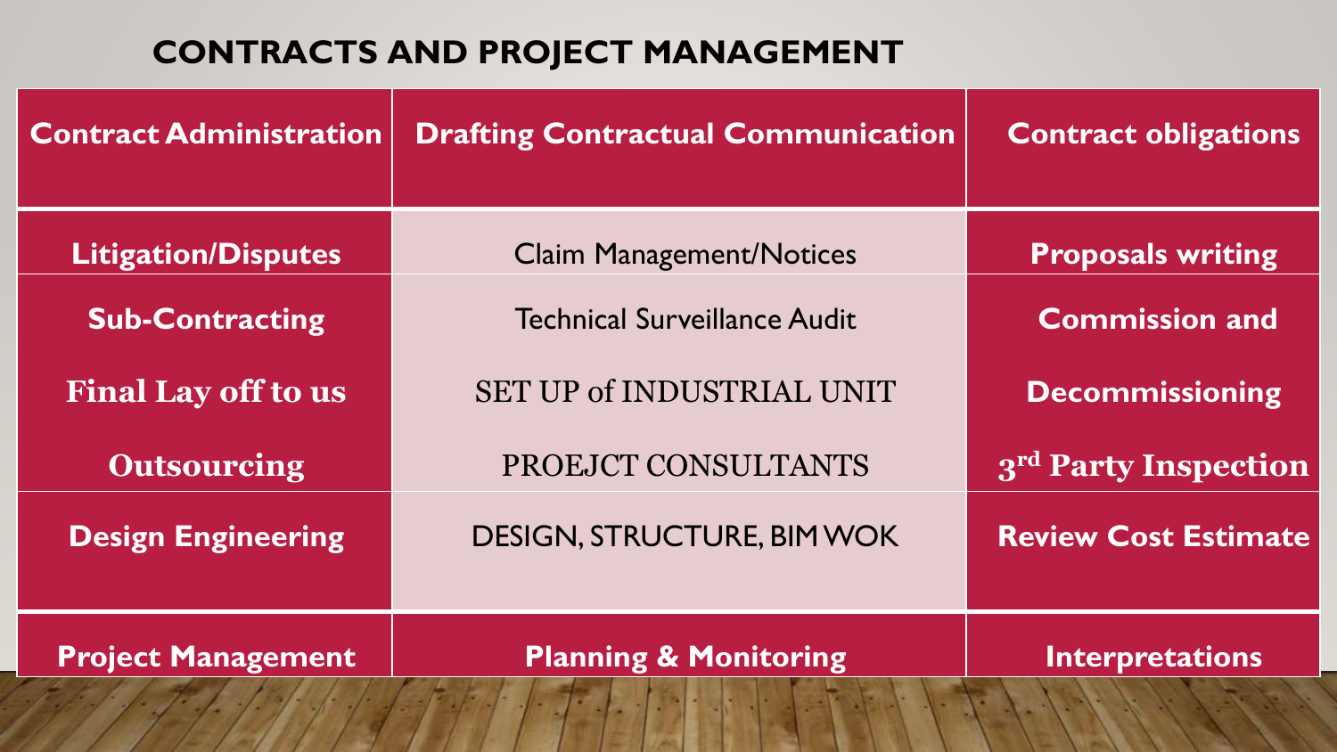## CONTRACTS AND PROJECT MANAGEMENT

| **Contract Administration** | **Drafting Contractual Communication** | **Contract obligations** |
|---|---|---|
| **Litigation/Disputes** | Claim Management/Notices | **Proposals writing** |
| **Sub-Contracting**<br><br>**Final Lay off to us**<br><br>**Outsourcing** | Technical Surveillance Audit<br><br>SET UP of INDUSTRIAL UNIT<br><br>PROEJCT CONSULTANTS | **Commission and**<br><br>**Decommissioning**<br><br>**3rd Party Inspection** |
| **Design Engineering** | DESIGN, STRUCTURE, BIM WOK | **Review Cost Estimate** |
| **Project Management** | **Planning & Monitoring** | **Interpretations** |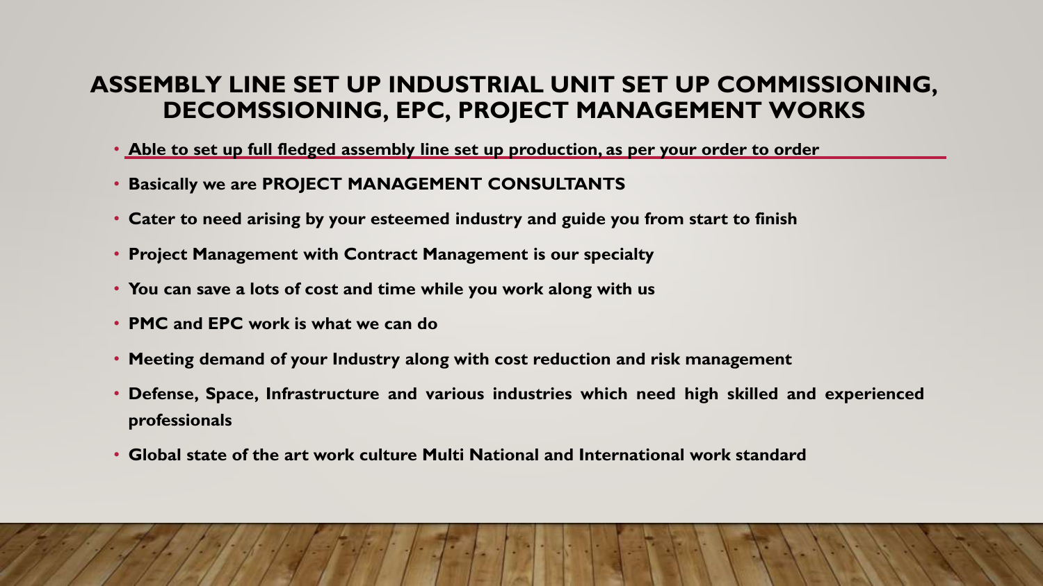## ASSEMBLY LINE SET UP INDUSTRIAL UNIT SET UP COMMISSIONING, DECOMSSIONING, EPC, PROJECT MANAGEMENT WORKS

- **Able to set up full fledged assembly line set up production, as per your order to order**
- **Basically we are PROJECT MANAGEMENT CONSULTANTS**
- **Cater to need arising by your esteemed industry and guide you from start to finish**
- **Project Management with Contract Management is our specialty**
- **You can save a lots of cost and time while you work along with us**
- **PMC and EPC work is what we can do**
- **Meeting demand of your Industry along with cost reduction and risk management**
- **Defense, Space, Infrastructure and various industries which need high skilled and experienced professionals**
- **Global state of the art work culture Multi National and International work standard**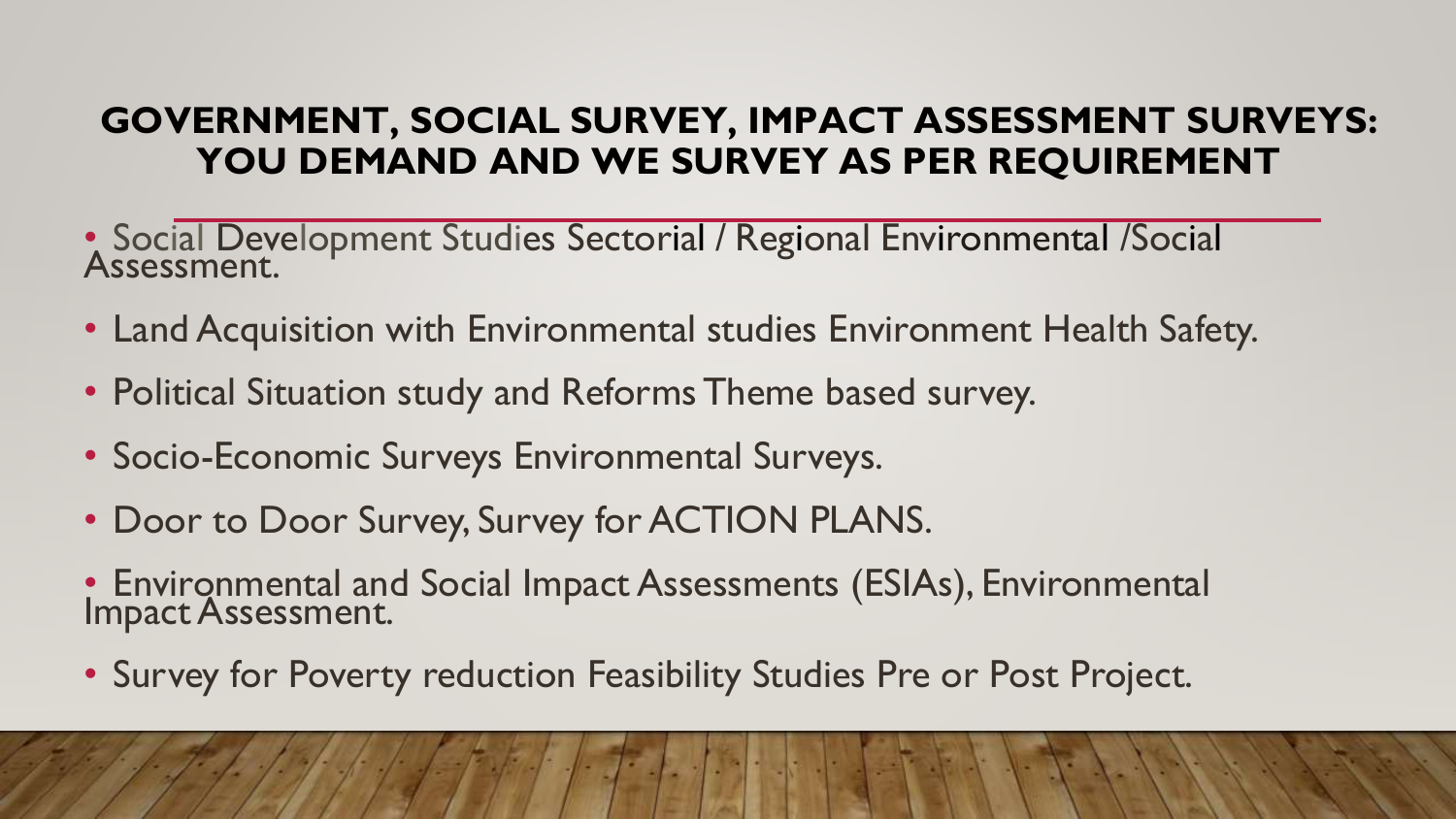# GOVERNMENT, SOCIAL SURVEY, IMPACT ASSESSMENT SURVEYS: YOU DEMAND AND WE SURVEY AS PER REQUIREMENT

- Social Development Studies Sectorial / Regional Environmental /Social Assessment.
- Land Acquisition with Environmental studies Environment Health Safety.
- Political Situation study and Reforms Theme based survey.
- Socio-Economic Surveys Environmental Surveys.
- Door to Door Survey, Survey for ACTION PLANS.
- Environmental and Social Impact Assessments (ESIAs), Environmental Impact Assessment.
- Survey for Poverty reduction Feasibility Studies Pre or Post Project.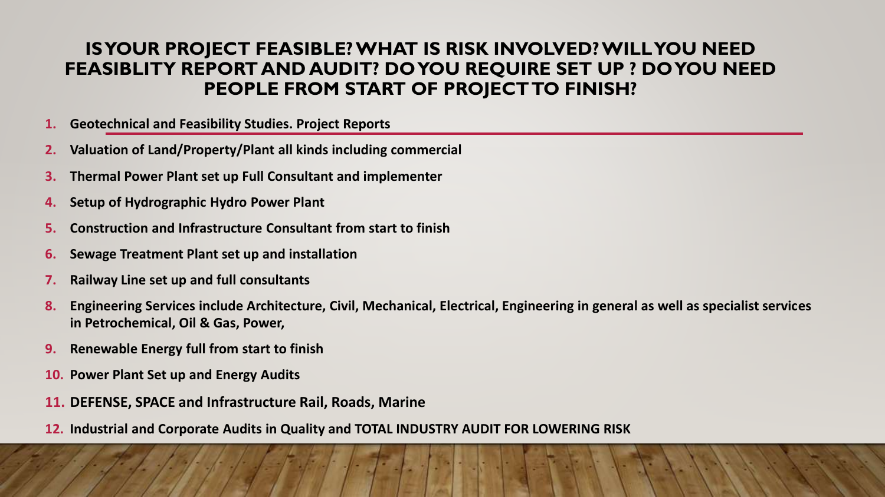# IS YOUR PROJECT FEASIBLE? WHAT IS RISK INVOLVED? WILL YOU NEED FEASIBLITY REPORT AND AUDIT? DO YOU REQUIRE SET UP ? DO YOU NEED PEOPLE FROM START OF PROJECT TO FINISH?

1. **Geotechnical and Feasibility Studies. Project Reports**
2. **Valuation of Land/Property/Plant all kinds including commercial**
3. **Thermal Power Plant set up Full Consultant and implementer**
4. **Setup of Hydrographic Hydro Power Plant**
5. **Construction and Infrastructure Consultant from start to finish**
6. **Sewage Treatment Plant set up and installation**
7. **Railway Line set up and full consultants**
8. **Engineering Services include Architecture, Civil, Mechanical, Electrical, Engineering in general as well as specialist services in Petrochemical, Oil & Gas, Power,**
9. **Renewable Energy full from start to finish**
10. **Power Plant Set up and Energy Audits**
11. **DEFENSE, SPACE and Infrastructure Rail, Roads, Marine**
12. **Industrial and Corporate Audits in Quality and TOTAL INDUSTRY AUDIT FOR LOWERING RISK**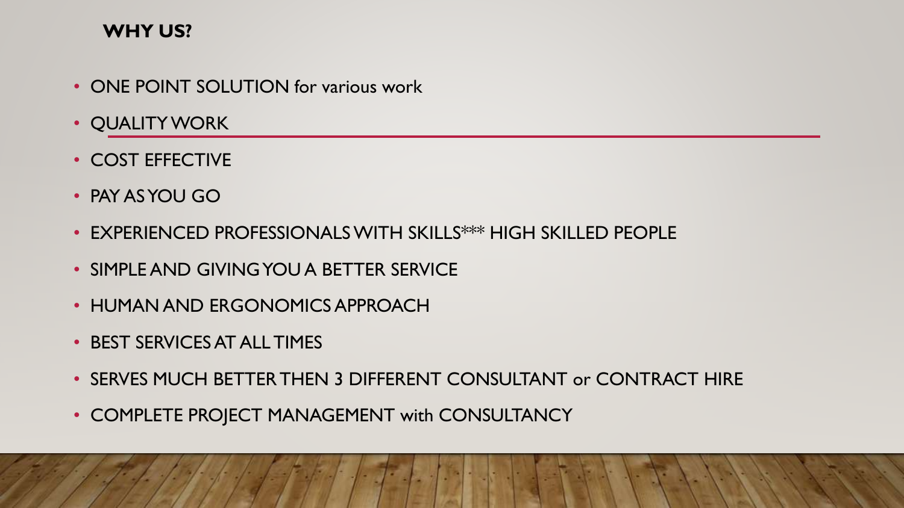## WHY US?

- ONE POINT SOLUTION for various work
- QUALITY WORK
- COST EFFECTIVE
- PAY AS YOU GO
- EXPERIENCED PROFESSIONALS WITH SKILLS*** HIGH SKILLED PEOPLE
- SIMPLE AND GIVING YOU A BETTER SERVICE
- HUMAN AND ERGONOMICS APPROACH
- BEST SERVICES AT ALL TIMES
- SERVES MUCH BETTER THEN 3 DIFFERENT CONSULTANT or CONTRACT HIRE
- COMPLETE PROJECT MANAGEMENT with CONSULTANCY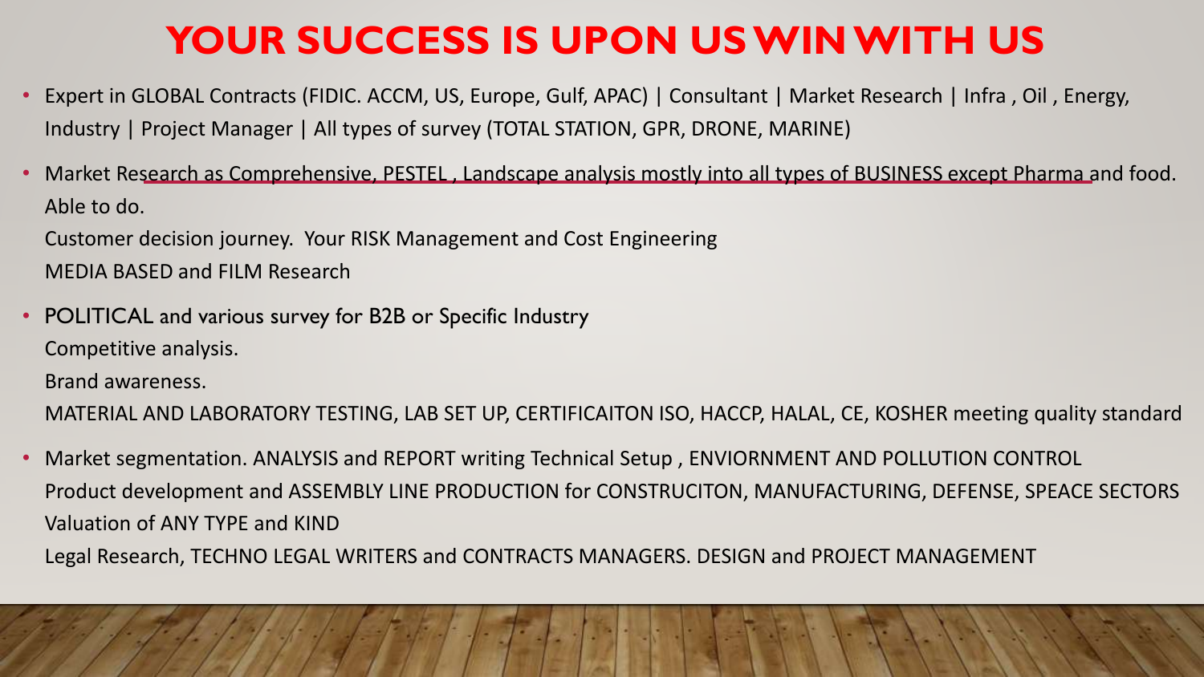# YOUR SUCCESS IS UPON US WIN WITH US

- Expert in GLOBAL Contracts (FIDIC. ACCM, US, Europe, Gulf, APAC) | Consultant | Market Research | Infra , Oil , Energy, Industry | Project Manager | All types of survey (TOTAL STATION, GPR, DRONE, MARINE)
- Market Research as Comprehensive, PESTEL , Landscape analysis mostly into all types of BUSINESS except Pharma and food. Able to do.

  Customer decision journey. Your RISK Management and Cost Engineering

  MEDIA BASED and FILM Research
- POLITICAL and various survey for B2B or Specific Industry

  Competitive analysis.

  Brand awareness.

  MATERIAL AND LABORATORY TESTING, LAB SET UP, CERTIFICAITON ISO, HACCP, HALAL, CE, KOSHER meeting quality standard
- Market segmentation. ANALYSIS and REPORT writing Technical Setup , ENVIORNMENT AND POLLUTION CONTROL

  Product development and ASSEMBLY LINE PRODUCTION for CONSTRUCITON, MANUFACTURING, DEFENSE, SPEACE SECTORS

  Valuation of ANY TYPE and KIND

  Legal Research, TECHNO LEGAL WRITERS and CONTRACTS MANAGERS. DESIGN and PROJECT MANAGEMENT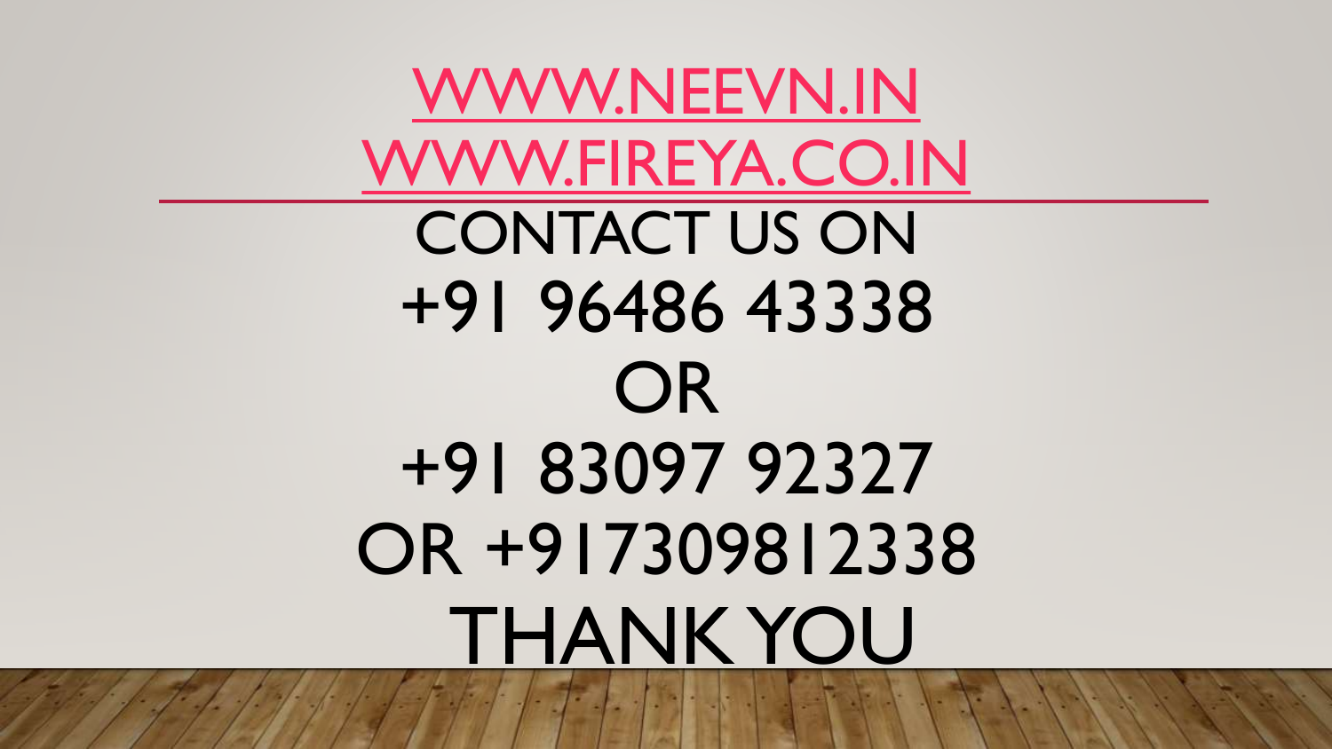[WWW.NEEVN.IN](http://www.neevn.in)

[WWW.FIREYA.CO.IN](http://www.fireya.co.in)

---

CONTACT US ON

+91 96486 43338

OR

+91 83097 92327

OR +917309812338

THANK YOU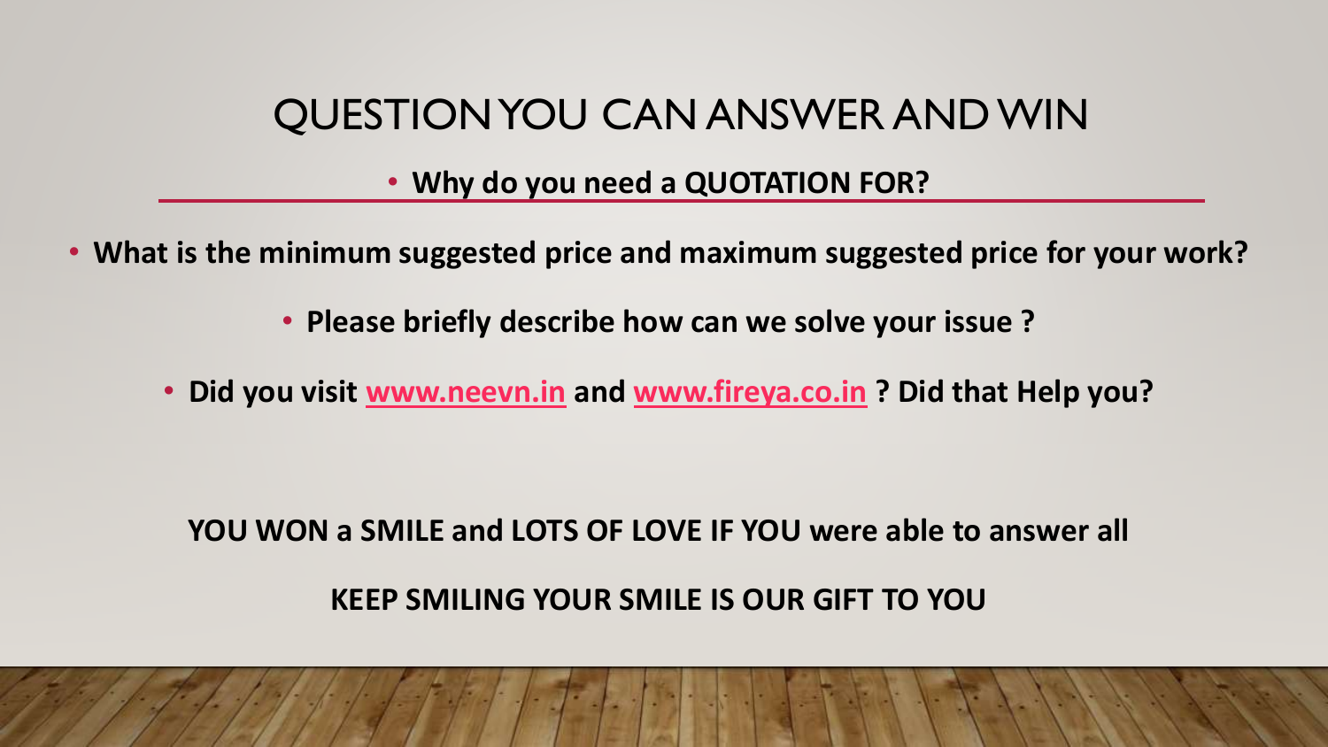# QUESTION YOU CAN ANSWER AND WIN

- **Why do you need a QUOTATION FOR?**

- **What is the minimum suggested price and maximum suggested price for your work?**
- **Please briefly describe how can we solve your issue ?**
- **Did you visit [www.neevn.in](http://www.neevn.in) and [www.fireya.co.in](http://www.fireya.co.in) ? Did that Help you?**

**YOU WON a SMILE and LOTS OF LOVE IF YOU were able to answer all**

**KEEP SMILING YOUR SMILE IS OUR GIFT TO YOU**